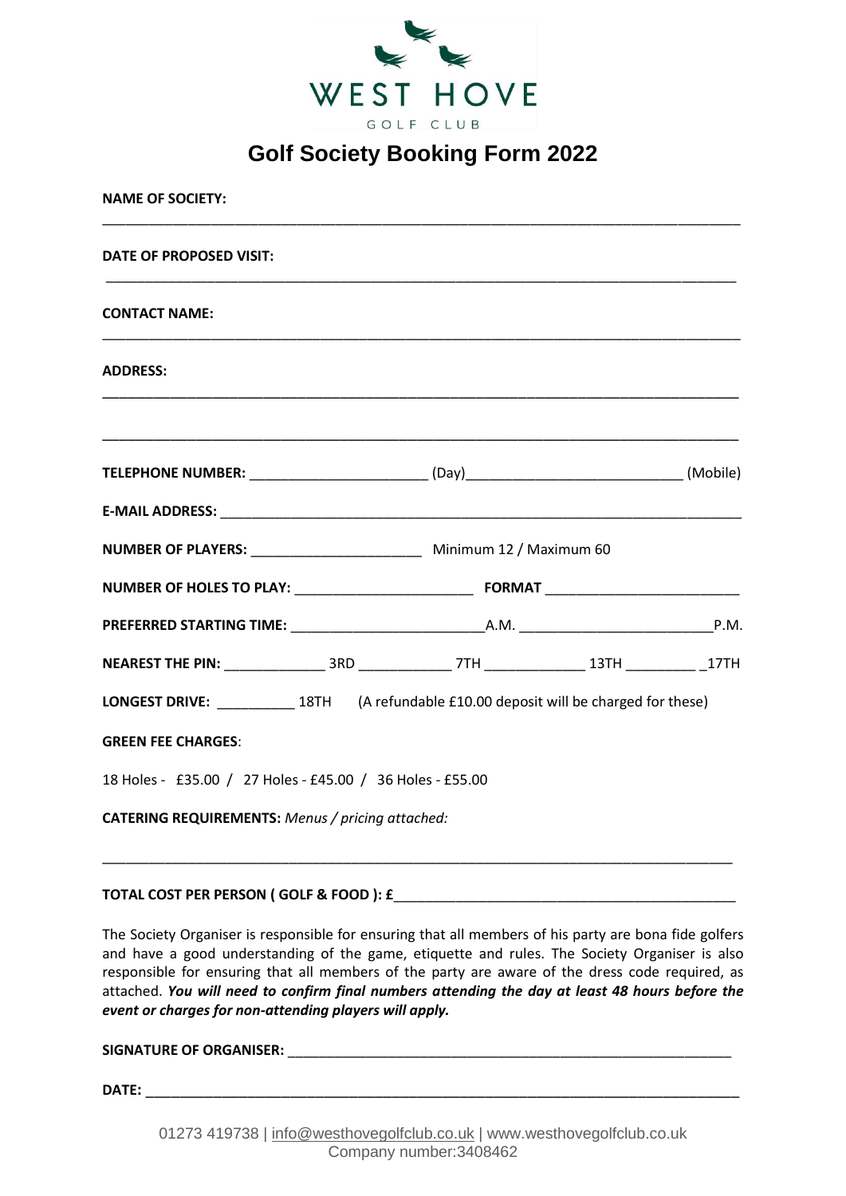WEST HOVE

GOLF CLUB

# Golf Society Booking Form 2022

**NAME OF SOCIETY:**

______________________________________________________________________________

**DATE OF PROPOSED VISIT:**

______________________________________________________________________________

**CONTACT NAME:**

______________________________________________________________________________

**ADDRESS:**

______________________________________________________________________________

______________________________________________________________________________

**TELEPHONE NUMBER:** ______________________ (Day)___________________________ (Mobile)

**E-MAIL ADDRESS:** ___________________________________________________________

**NUMBER OF PLAYERS:** ______________________ Minimum 12 / Maximum 60

**NUMBER OF HOLES TO PLAY:** _______________________ **FORMAT** _______________________

**PREFERRED STARTING TIME:** ________________________A.M. ________________________P.M.

**NEAREST THE PIN:** _____________ 3RD ____________ 7TH _____________ 13TH _________ _17TH

**LONGEST DRIVE:** __________ 18TH (A refundable £10.00 deposit will be charged for these)

**GREEN FEE CHARGES**:

18 Holes - £35.00 / 27 Holes - £45.00 / 36 Holes - £55.00

**CATERING REQUIREMENTS:** *Menus / pricing attached:*

______________________________________________________________________________

**TOTAL COST PER PERSON ( GOLF & FOOD ): £**____________________________________________

The Society Organiser is responsible for ensuring that all members of his party are bona fide golfers and have a good understanding of the game, etiquette and rules. The Society Organiser is also responsible for ensuring that all members of the party are aware of the dress code required, as attached. ***You will need to confirm final numbers attending the day at least 48 hours before the event or charges for non-attending players will apply.***

**SIGNATURE OF ORGANISER:** ______________________________________________________

**DATE:** ______________________________________________________________________

01273 419738 | info@westhovegolfclub.co.uk | www.westhovegolfclub.co.uk
Company number:3408462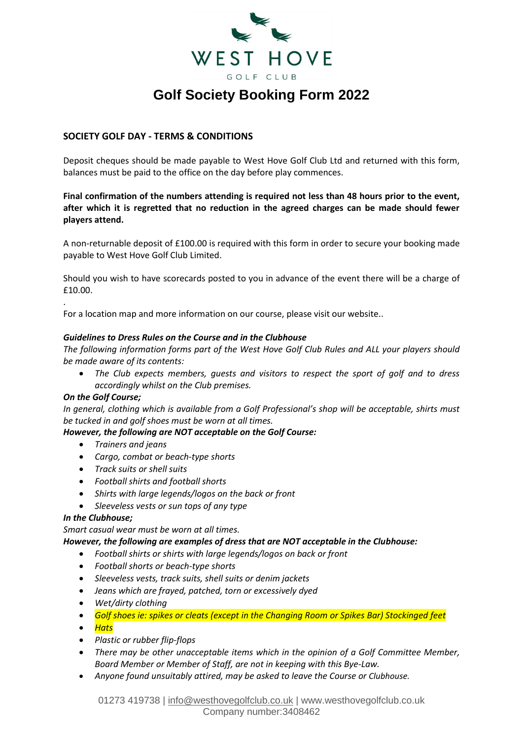WEST HOVE

GOLF CLUB

# Golf Society Booking Form 2022

## SOCIETY GOLF DAY - TERMS & CONDITIONS

Deposit cheques should be made payable to West Hove Golf Club Ltd and returned with this form, balances must be paid to the office on the day before play commences.

**Final confirmation of the numbers attending is required not less than 48 hours prior to the event, after which it is regretted that no reduction in the agreed charges can be made should fewer players attend.**

A non-returnable deposit of £100.00 is required with this form in order to secure your booking made payable to West Hove Golf Club Limited.

Should you wish to have scorecards posted to you in advance of the event there will be a charge of £10.00.

.

For a location map and more information on our course, please visit our website..

***Guidelines to Dress Rules on the Course and in the Clubhouse***

*The following information forms part of the West Hove Golf Club Rules and ALL your players should be made aware of its contents:*

- *The Club expects members, guests and visitors to respect the sport of golf and to dress accordingly whilst on the Club premises.*

***On the Golf Course;***

*In general, clothing which is available from a Golf Professional's shop will be acceptable, shirts must be tucked in and golf shoes must be worn at all times.*

***However, the following are NOT acceptable on the Golf Course:***

- *Trainers and jeans*
- *Cargo, combat or beach-type shorts*
- *Track suits or shell suits*
- *Football shirts and football shorts*
- *Shirts with large legends/logos on the back or front*
- *Sleeveless vests or sun tops of any type*

***In the Clubhouse;***

*Smart casual wear must be worn at all times.*

***However, the following are examples of dress that are NOT acceptable in the Clubhouse:***

- *Football shirts or shirts with large legends/logos on back or front*
- *Football shorts or beach-type shorts*
- *Sleeveless vests, track suits, shell suits or denim jackets*
- *Jeans which are frayed, patched, torn or excessively dyed*
- *Wet/dirty clothing*
- *Golf shoes ie: spikes or cleats (except in the Changing Room or Spikes Bar) Stockinged feet*
- *Hats*
- *Plastic or rubber flip-flops*
- *There may be other unacceptable items which in the opinion of a Golf Committee Member, Board Member or Member of Staff, are not in keeping with this Bye-Law.*
- *Anyone found unsuitably attired, may be asked to leave the Course or Clubhouse.*

01273 419738 | info@westhovegolfclub.co.uk | www.westhovegolfclub.co.uk
Company number:3408462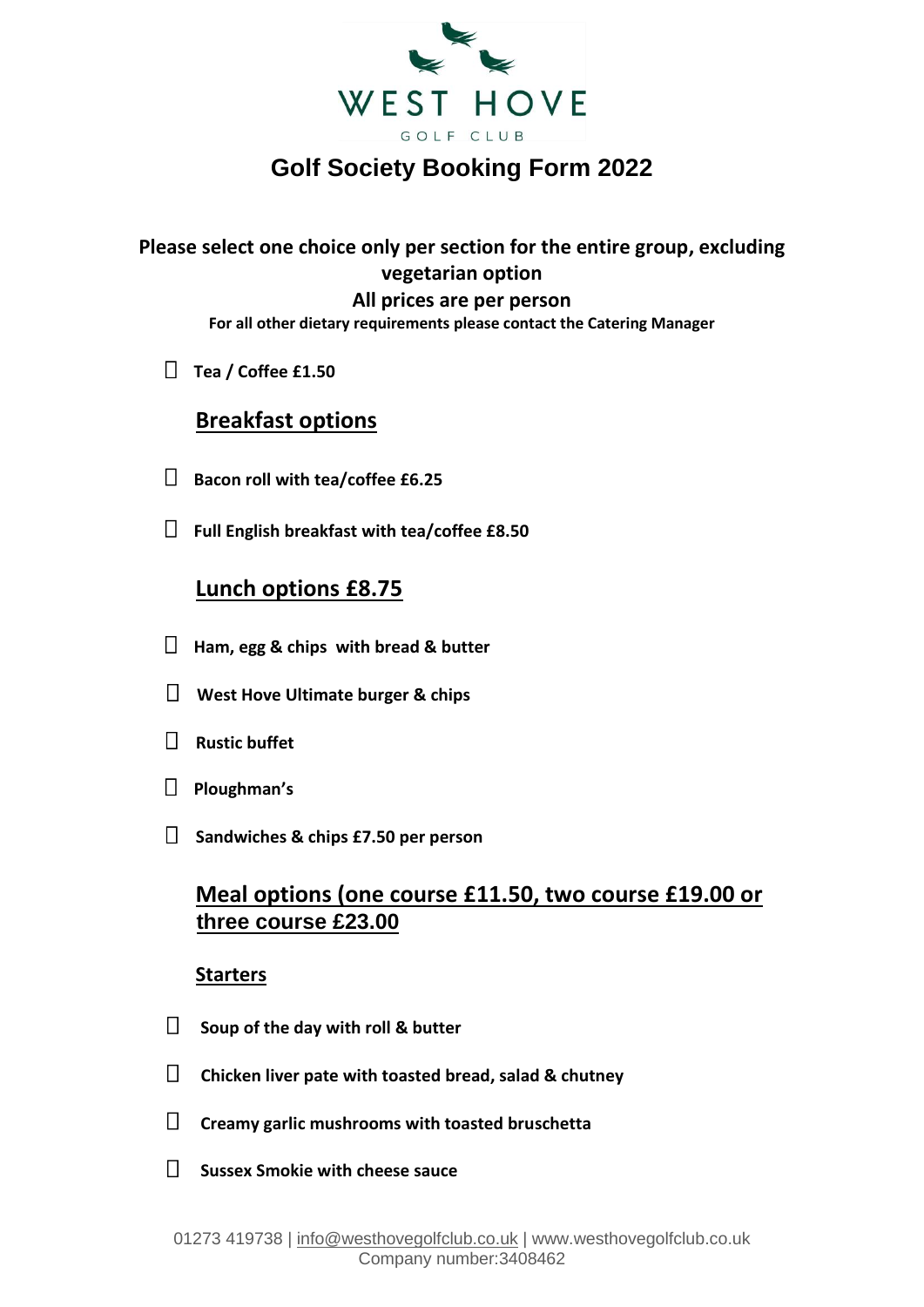WEST HOVE

GOLF CLUB

# Golf Society Booking Form 2022

**Please select one choice only per section for the entire group, excluding vegetarian option**

**All prices are per person**

**For all other dietary requirements please contact the Catering Manager**

- ☐ **Tea / Coffee £1.50**

## Breakfast options

- ☐ **Bacon roll with tea/coffee £6.25**
- ☐ **Full English breakfast with tea/coffee £8.50**

## Lunch options £8.75

- ☐ **Ham, egg & chips with bread & butter**
- ☐ **West Hove Ultimate burger & chips**
- ☐ **Rustic buffet**
- ☐ **Ploughman's**
- ☐ **Sandwiches & chips £7.50 per person**

## Meal options (one course £11.50, two course £19.00 or three course £23.00

### Starters

- ☐ **Soup of the day with roll & butter**
- ☐ **Chicken liver pate with toasted bread, salad & chutney**
- ☐ **Creamy garlic mushrooms with toasted bruschetta**
- ☐ **Sussex Smokie with cheese sauce**

01273 419738 | info@westhovegolfclub.co.uk | www.westhovegolfclub.co.uk
Company number:3408462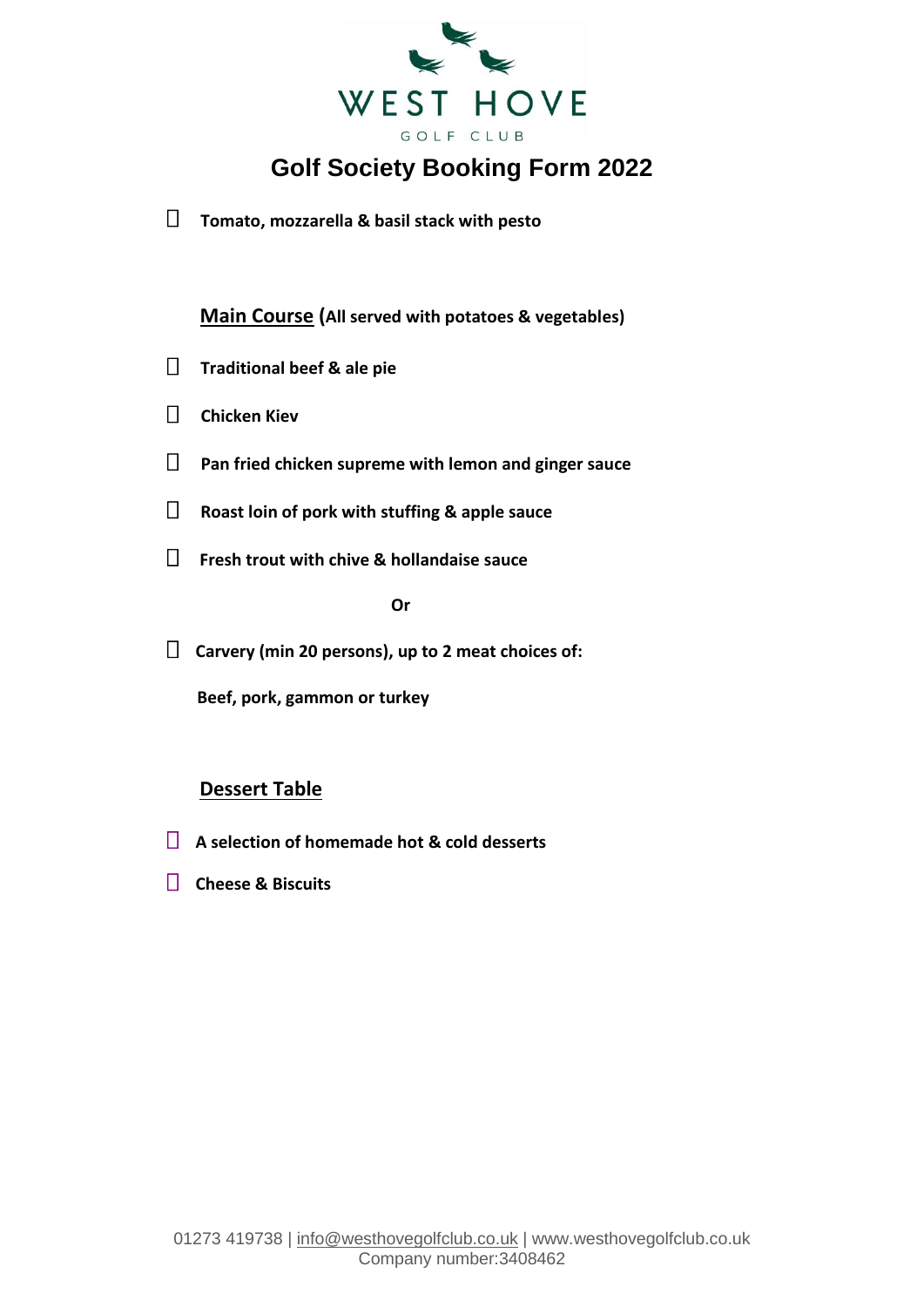WEST HOVE

GOLF CLUB

# Golf Society Booking Form 2022

- ☐ **Tomato, mozzarella & basil stack with pesto**

## Main Course (All served with potatoes & vegetables)

- ☐ **Traditional beef & ale pie**
- ☐ **Chicken Kiev**
- ☐ **Pan fried chicken supreme with lemon and ginger sauce**
- ☐ **Roast loin of pork with stuffing & apple sauce**
- ☐ **Fresh trout with chive & hollandaise sauce**

**Or**

- ☐ **Carvery (min 20 persons), up to 2 meat choices of:**

**Beef, pork, gammon or turkey**

## Dessert Table

- ☐ **A selection of homemade hot & cold desserts**
- ☐ **Cheese & Biscuits**

01273 419738 | info@westhovegolfclub.co.uk | www.westhovegolfclub.co.uk
Company number:3408462